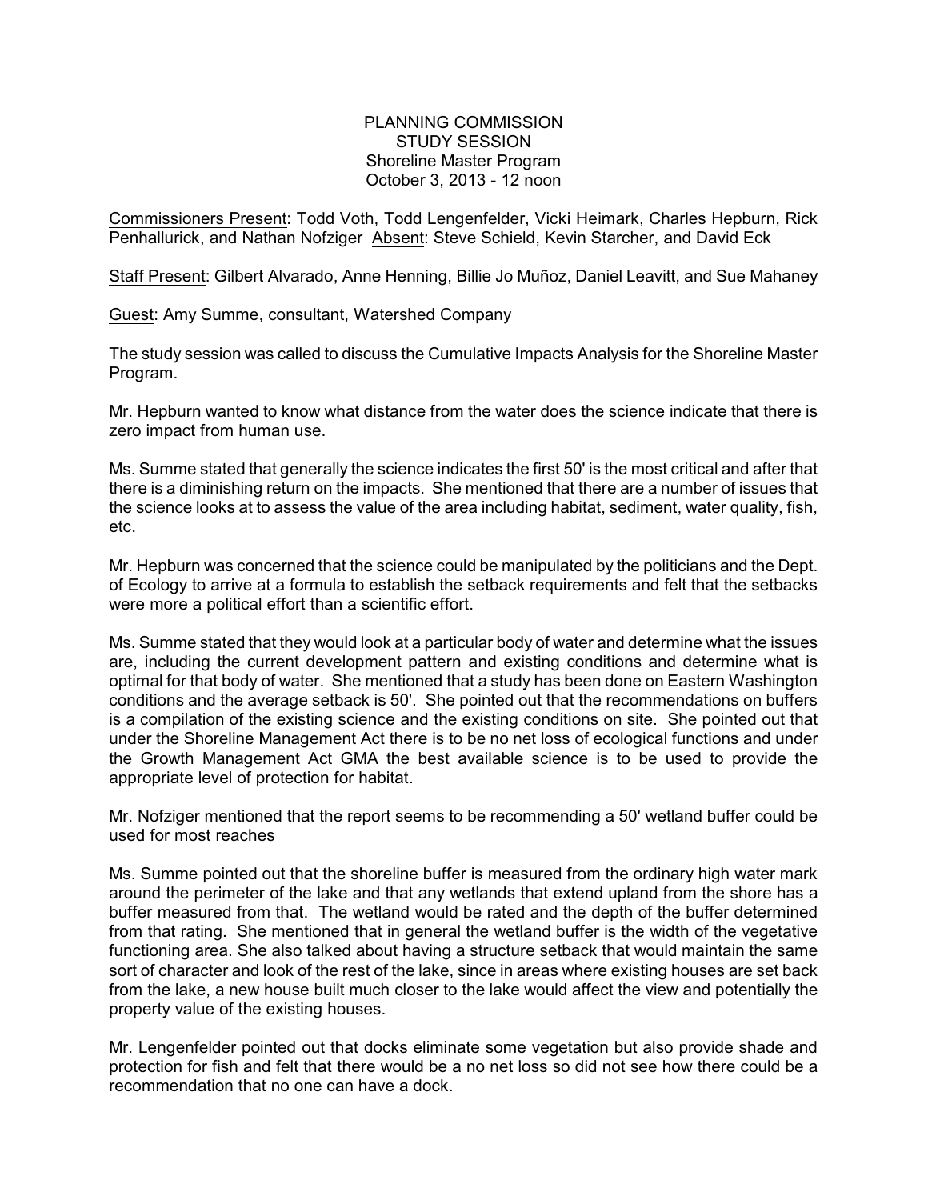PLANNING COMMISSION
STUDY SESSION
Shoreline Master Program
October 3, 2013 - 12 noon

Commissioners Present: Todd Voth, Todd Lengenfelder, Vicki Heimark, Charles Hepburn, Rick Penhallurick, and Nathan Nofziger  Absent: Steve Schield, Kevin Starcher, and David Eck

Staff Present: Gilbert Alvarado, Anne Henning, Billie Jo Muñoz, Daniel Leavitt, and Sue Mahaney

Guest: Amy Summe, consultant, Watershed Company

The study session was called to discuss the Cumulative Impacts Analysis for the Shoreline Master Program.

Mr. Hepburn wanted to know what distance from the water does the science indicate that there is zero impact from human use.

Ms. Summe stated that generally the science indicates the first 50' is the most critical and after that there is a diminishing return on the impacts. She mentioned that there are a number of issues that the science looks at to assess the value of the area including habitat, sediment, water quality, fish, etc.

Mr. Hepburn was concerned that the science could be manipulated by the politicians and the Dept. of Ecology to arrive at a formula to establish the setback requirements and felt that the setbacks were more a political effort than a scientific effort.

Ms. Summe stated that they would look at a particular body of water and determine what the issues are, including the current development pattern and existing conditions and determine what is optimal for that body of water. She mentioned that a study has been done on Eastern Washington conditions and the average setback is 50'. She pointed out that the recommendations on buffers is a compilation of the existing science and the existing conditions on site. She pointed out that under the Shoreline Management Act there is to be no net loss of ecological functions and under the Growth Management Act GMA the best available science is to be used to provide the appropriate level of protection for habitat.

Mr. Nofziger mentioned that the report seems to be recommending a 50' wetland buffer could be used for most reaches

Ms. Summe pointed out that the shoreline buffer is measured from the ordinary high water mark around the perimeter of the lake and that any wetlands that extend upland from the shore has a buffer measured from that. The wetland would be rated and the depth of the buffer determined from that rating. She mentioned that in general the wetland buffer is the width of the vegetative functioning area. She also talked about having a structure setback that would maintain the same sort of character and look of the rest of the lake, since in areas where existing houses are set back from the lake, a new house built much closer to the lake would affect the view and potentially the property value of the existing houses.

Mr. Lengenfelder pointed out that docks eliminate some vegetation but also provide shade and protection for fish and felt that there would be a no net loss so did not see how there could be a recommendation that no one can have a dock.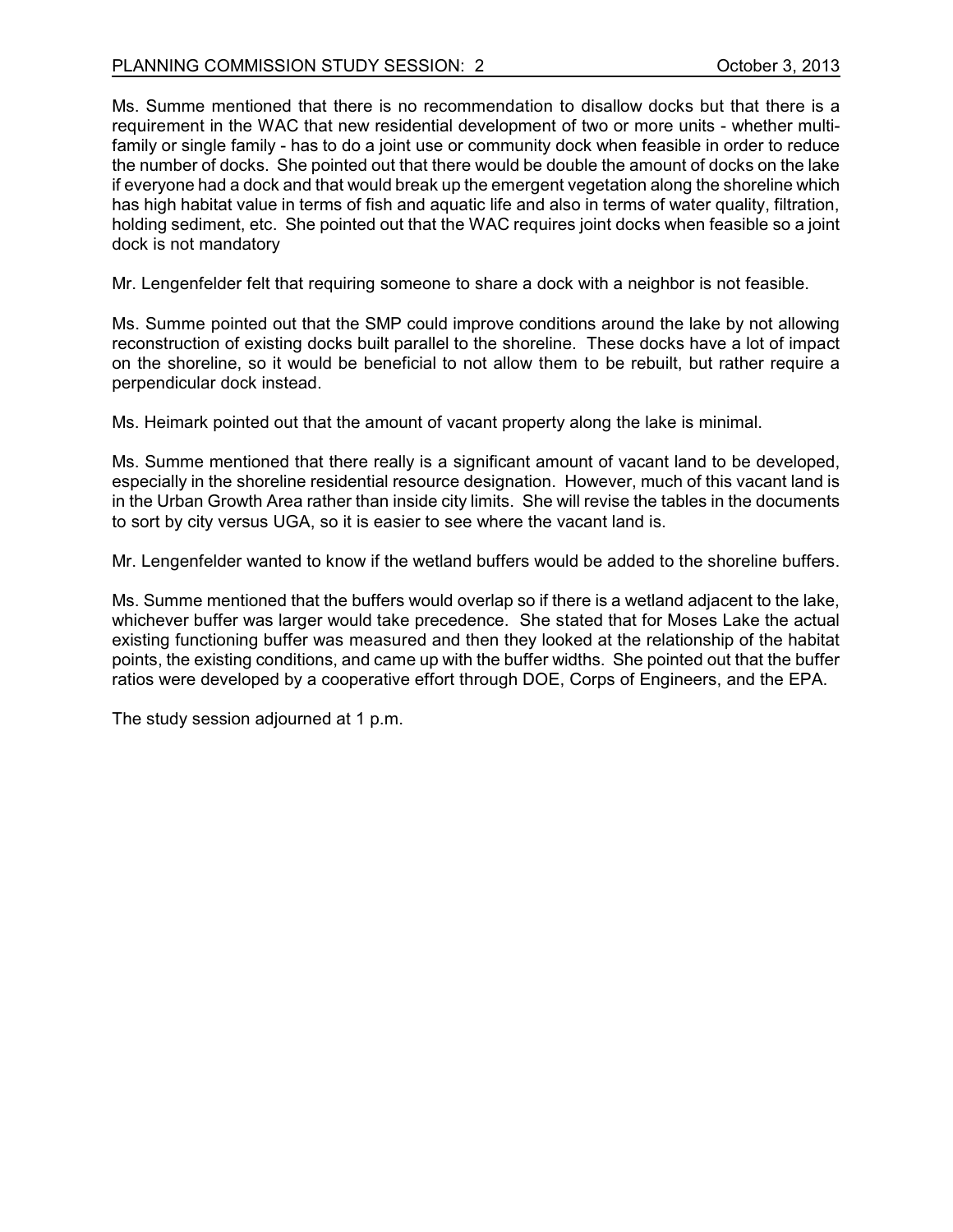Ms. Summe mentioned that there is no recommendation to disallow docks but that there is a requirement in the WAC that new residential development of two or more units - whether multi-family or single family - has to do a joint use or community dock when feasible in order to reduce the number of docks. She pointed out that there would be double the amount of docks on the lake if everyone had a dock and that would break up the emergent vegetation along the shoreline which has high habitat value in terms of fish and aquatic life and also in terms of water quality, filtration, holding sediment, etc. She pointed out that the WAC requires joint docks when feasible so a joint dock is not mandatory

Mr. Lengenfelder felt that requiring someone to share a dock with a neighbor is not feasible.

Ms. Summe pointed out that the SMP could improve conditions around the lake by not allowing reconstruction of existing docks built parallel to the shoreline. These docks have a lot of impact on the shoreline, so it would be beneficial to not allow them to be rebuilt, but rather require a perpendicular dock instead.

Ms. Heimark pointed out that the amount of vacant property along the lake is minimal.

Ms. Summe mentioned that there really is a significant amount of vacant land to be developed, especially in the shoreline residential resource designation. However, much of this vacant land is in the Urban Growth Area rather than inside city limits. She will revise the tables in the documents to sort by city versus UGA, so it is easier to see where the vacant land is.

Mr. Lengenfelder wanted to know if the wetland buffers would be added to the shoreline buffers.

Ms. Summe mentioned that the buffers would overlap so if there is a wetland adjacent to the lake, whichever buffer was larger would take precedence. She stated that for Moses Lake the actual existing functioning buffer was measured and then they looked at the relationship of the habitat points, the existing conditions, and came up with the buffer widths. She pointed out that the buffer ratios were developed by a cooperative effort through DOE, Corps of Engineers, and the EPA.

The study session adjourned at 1 p.m.